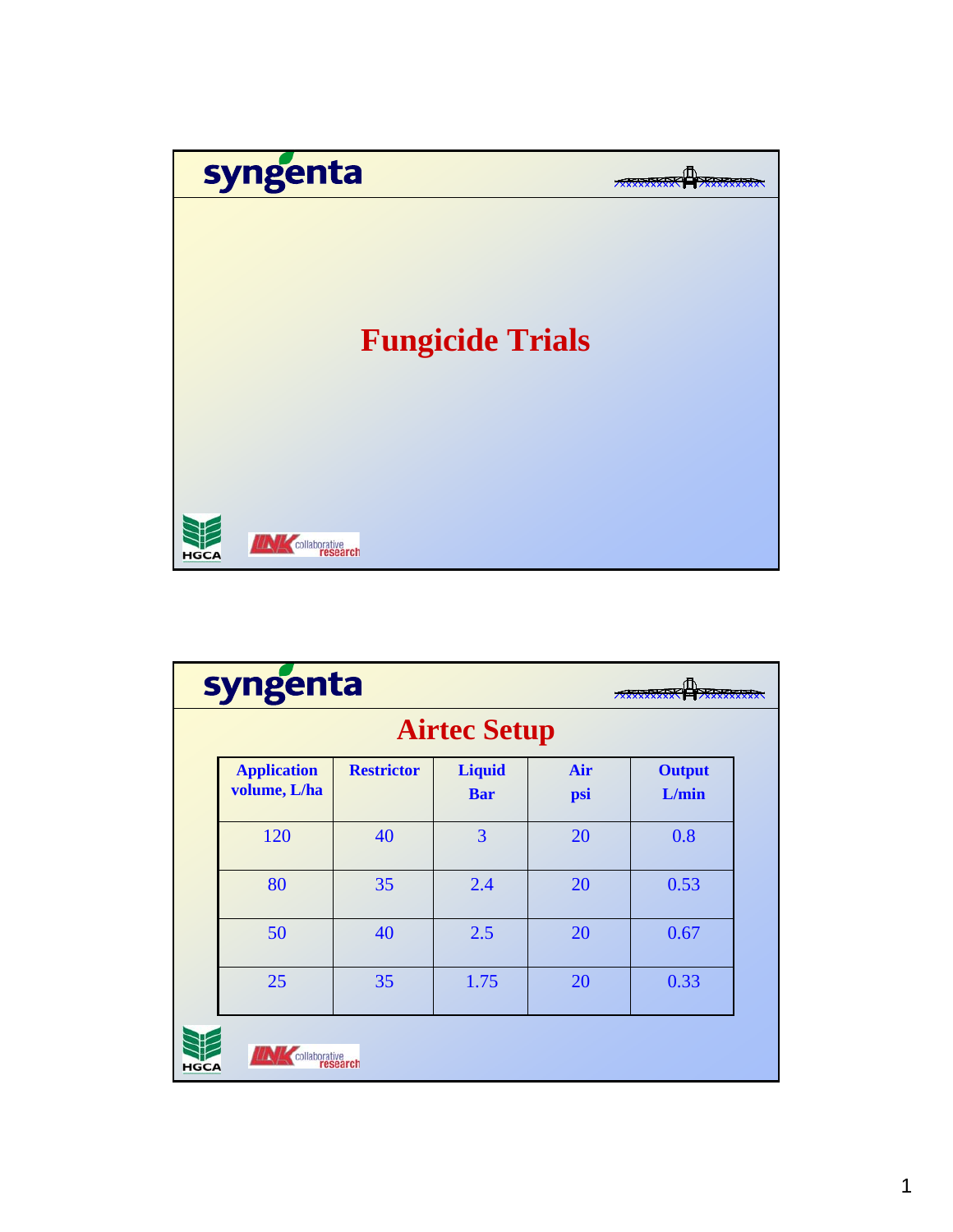# Fungicide Trials

## Airtec Setup

| Application volume, L/ha | Restrictor | Liquid Bar | Air psi | Output L/min |
|---|---|---|---|---|
| 120 | 40 | 3 | 20 | 0.8 |
| 80 | 35 | 2.4 | 20 | 0.53 |
| 50 | 40 | 2.5 | 20 | 0.67 |
| 25 | 35 | 1.75 | 20 | 0.33 |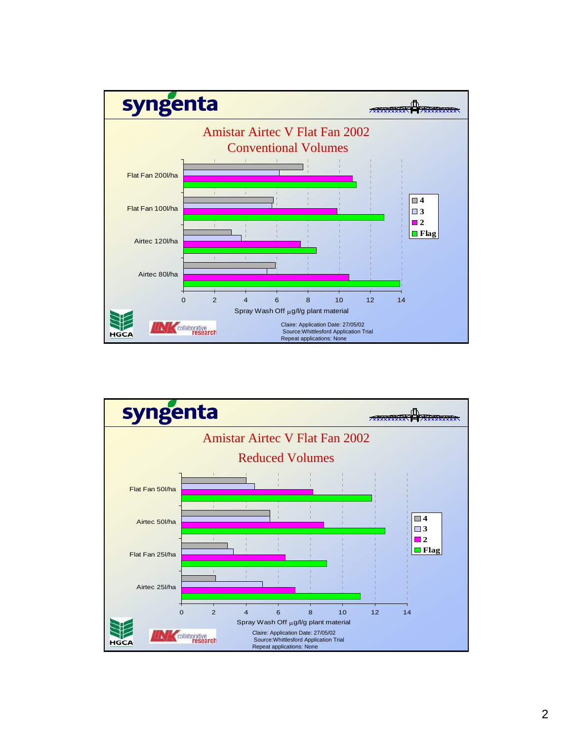## syngenta

### Amistar Airtec V Flat Fan 2002
### Conventional Volumes

Spray Wash Off µg/l/g plant material (leaves: 4, 3, 2, Flag)

| Treatment | 4 | 3 | 2 | Flag |
|---|---|---|---|---|
| Flat Fan 200l/ha | 7.7 | 6.2 | 10.9 | 11.1 |
| Flat Fan 100l/ha | 5.8 | 5.7 | 9.9 | 12.9 |
| Airtec 120l/ha | 3.1 | 3.7 | 7.5 | 8.5 |
| Airtec 80l/ha | 5.9 | 5.4 | 10.6 | 13.9 |

Claire: Application Date: 27/05/02
Source:Whittlesford Application Trial
Repeat applications: None

HGCA | LINK collaborative research

## syngenta

### Amistar Airtec V Flat Fan 2002
### Reduced Volumes

Spray Wash Off µg/l/g plant material (leaves: 4, 3, 2, Flag)

| Treatment | 4 | 3 | 2 | Flag |
|---|---|---|---|---|
| Flat Fan 50l/ha | 4.0 | 4.5 | 8.2 | 11.8 |
| Airtec 50l/ha | 5.5 | 5.5 | 8.8 | 12.6 |
| Flat Fan 25l/ha | 2.9 | 3.2 | 6.4 | 9.0 |
| Airtec 25l/ha | 2.1 | 5.0 | 7.1 | 11.1 |

Claire: Application Date: 27/05/02
Source:Whittlesford Application Trial
Repeat applications: None

HGCA | LINK collaborative research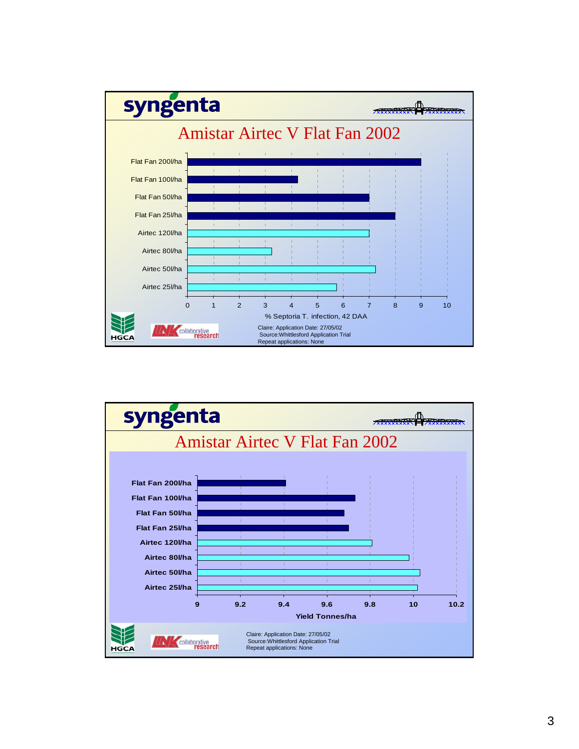## Amistar Airtec V Flat Fan 2002

| Treatment | % Septoria T. infection, 42 DAA |
|---|---|
| Flat Fan 200l/ha | 9 |
| Flat Fan 100l/ha | 4.25 |
| Flat Fan 50l/ha | 7 |
| Flat Fan 25l/ha | 8 |
| Airtec 120l/ha | 7 |
| Airtec 80l/ha | 3.25 |
| Airtec 50l/ha | 7.25 |
| Airtec 25l/ha | 5.75 |

Claire: Application Date: 27/05/02
Source:Whittlesford Application Trial
Repeat applications: None

## Amistar Airtec V Flat Fan 2002

| Treatment | Yield Tonnes/ha |
|---|---|
| Flat Fan 200l/ha | 9.41 |
| Flat Fan 100l/ha | 9.73 |
| Flat Fan 50l/ha | 9.68 |
| Flat Fan 25l/ha | 9.70 |
| Airtec 120l/ha | 9.81 |
| Airtec 80l/ha | 9.98 |
| Airtec 50l/ha | 10.03 |
| Airtec 25l/ha | 10.02 |

Claire: Application Date: 27/05/02
Source:Whittlesford Application Trial
Repeat applications: None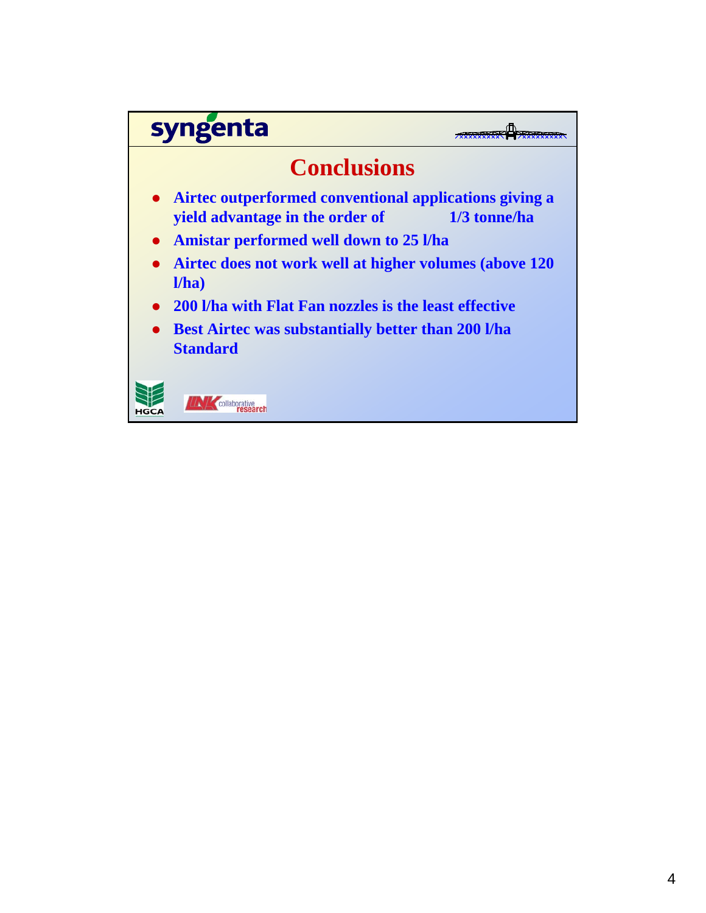syngenta

# Conclusions

- Airtec outperformed conventional applications giving a yield advantage in the order of 1/3 tonne/ha
- Amistar performed well down to 25 l/ha
- Airtec does not work well at higher volumes (above 120 l/ha)
- 200 l/ha with Flat Fan nozzles is the least effective
- Best Airtec was substantially better than 200 l/ha Standard

HGCA

LINK collaborative research